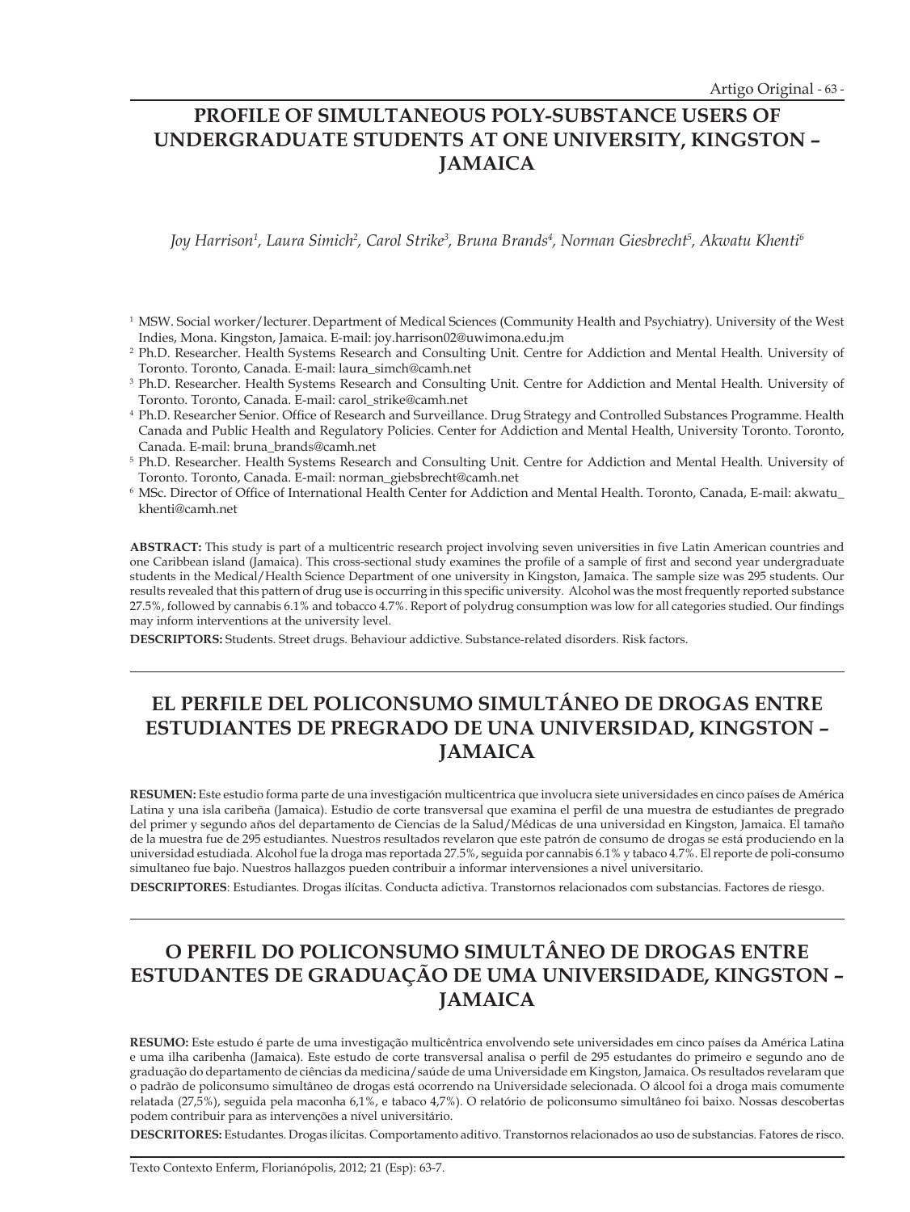# PROFILE OF SIMULTANEOUS POLY-SUBSTANCE USERS OF UNDERGRADUATE STUDENTS AT ONE UNIVERSITY, KINGSTON – JAMAICA

*Joy Harrison[1], Laura Simich[2], Carol Strike[3], Bruna Brands[4], Norman Giesbrecht[5], Akwatu Khenti[6]*

[1] MSW. Social worker/lecturer. Department of Medical Sciences (Community Health and Psychiatry). University of the West Indies, Mona. Kingston, Jamaica. E-mail: joy.harrison02@uwimona.edu.jm

[2] Ph.D. Researcher. Health Systems Research and Consulting Unit. Centre for Addiction and Mental Health. University of Toronto. Toronto, Canada. E-mail: laura_simch@camh.net

[3] Ph.D. Researcher. Health Systems Research and Consulting Unit. Centre for Addiction and Mental Health. University of Toronto. Toronto, Canada. E-mail: carol_strike@camh.net

[4] Ph.D. Researcher Senior. Office of Research and Surveillance. Drug Strategy and Controlled Substances Programme. Health Canada and Public Health and Regulatory Policies. Center for Addiction and Mental Health, University Toronto. Toronto, Canada. E-mail: bruna_brands@camh.net

[5] Ph.D. Researcher. Health Systems Research and Consulting Unit. Centre for Addiction and Mental Health. University of Toronto. Toronto, Canada. E-mail: norman_giebsbrecht@camh.net

[6] MSc. Director of Office of International Health Center for Addiction and Mental Health. Toronto, Canada, E-mail: akwatu_khenti@camh.net

**ABSTRACT:** This study is part of a multicentric research project involving seven universities in five Latin American countries and one Caribbean island (Jamaica). This cross-sectional study examines the profile of a sample of first and second year undergraduate students in the Medical/Health Science Department of one university in Kingston, Jamaica. The sample size was 295 students. Our results revealed that this pattern of drug use is occurring in this specific university. Alcohol was the most frequently reported substance 27.5%, followed by cannabis 6.1% and tobacco 4.7%. Report of polydrug consumption was low for all categories studied. Our findings may inform interventions at the university level.

**DESCRIPTORS:** Students. Street drugs. Behaviour addictive. Substance-related disorders. Risk factors.

# EL PERFILE DEL POLICONSUMO SIMULTÁNEO DE DROGAS ENTRE ESTUDIANTES DE PREGRADO DE UNA UNIVERSIDAD, KINGSTON – JAMAICA

**RESUMEN:** Este estudio forma parte de una investigación multicentrica que involucra siete universidades en cinco países de América Latina y una isla caribeña (Jamaica). Estudio de corte transversal que examina el perfil de una muestra de estudiantes de pregrado del primer y segundo años del departamento de Ciencias de la Salud/Médicas de una universidad en Kingston, Jamaica. El tamaño de la muestra fue de 295 estudiantes. Nuestros resultados revelaron que este patrón de consumo de drogas se está produciendo en la universidad estudiada. Alcohol fue la droga mas reportada 27.5%, seguida por cannabis 6.1% y tabaco 4.7%. El reporte de poli-consumo simultaneo fue bajo. Nuestros hallazgos pueden contribuir a informar intervenciones a nivel universitario.

**DESCRIPTORES**: Estudiantes. Drogas ilícitas. Conducta adictiva. Transtornos relacionados com substancias. Factores de riesgo.

# O PERFIL DO POLICONSUMO SIMULTÂNEO DE DROGAS ENTRE ESTUDANTES DE GRADUAÇÃO DE UMA UNIVERSIDADE, KINGSTON – JAMAICA

**RESUMO:** Este estudo é parte de uma investigação multicêntrica envolvendo sete universidades em cinco países da América Latina e uma ilha caribenha (Jamaica). Este estudo de corte transversal analisa o perfil de 295 estudantes do primeiro e segundo ano de graduação do departamento de ciências da medicina/saúde de uma Universidade em Kingston, Jamaica. Os resultados revelaram que o padrão de policonsumo simultâneo de drogas está ocorrendo na Universidade selecionada. O álcool foi a droga mais comumente relatada (27,5%), seguida pela maconha 6,1%, e tabaco 4,7%). O relatório de policonsumo simultâneo foi baixo. Nossas descobertas podem contribuir para as intervenções a nível universitário.

**DESCRITORES:** Estudantes. Drogas ilícitas. Comportamento aditivo. Transtornos relacionados ao uso de substancias. Fatores de risco.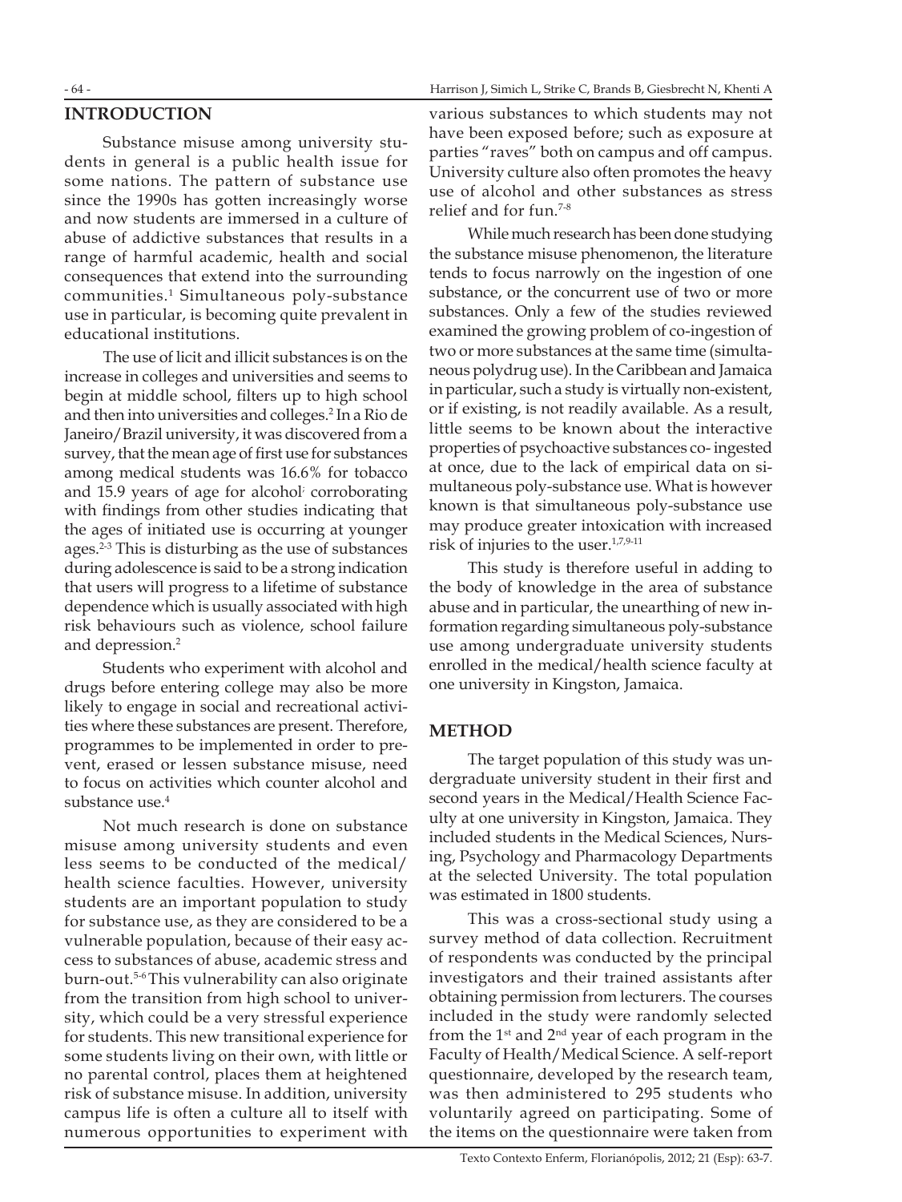## INTRODUCTION

Substance misuse among university students in general is a public health issue for some nations. The pattern of substance use since the 1990s has gotten increasingly worse and now students are immersed in a culture of abuse of addictive substances that results in a range of harmful academic, health and social consequences that extend into the surrounding communities.[1] Simultaneous poly-substance use in particular, is becoming quite prevalent in educational institutions.

The use of licit and illicit substances is on the increase in colleges and universities and seems to begin at middle school, filters up to high school and then into universities and colleges.[2] In a Rio de Janeiro/Brazil university, it was discovered from a survey, that the mean age of first use for substances among medical students was 16.6% for tobacco and 15.9 years of age for alcohol; corroborating with findings from other studies indicating that the ages of initiated use is occurring at younger ages.[2-3] This is disturbing as the use of substances during adolescence is said to be a strong indication that users will progress to a lifetime of substance dependence which is usually associated with high risk behaviours such as violence, school failure and depression.[2]

Students who experiment with alcohol and drugs before entering college may also be more likely to engage in social and recreational activities where these substances are present. Therefore, programmes to be implemented in order to prevent, erased or lessen substance misuse, need to focus on activities which counter alcohol and substance use.[4]

Not much research is done on substance misuse among university students and even less seems to be conducted of the medical/health science faculties. However, university students are an important population to study for substance use, as they are considered to be a vulnerable population, because of their easy access to substances of abuse, academic stress and burn-out.[5-6] This vulnerability can also originate from the transition from high school to university, which could be a very stressful experience for students. This new transitional experience for some students living on their own, with little or no parental control, places them at heightened risk of substance misuse. In addition, university campus life is often a culture all to itself with numerous opportunities to experiment with various substances to which students may not have been exposed before; such as exposure at parties "raves" both on campus and off campus. University culture also often promotes the heavy use of alcohol and other substances as stress relief and for fun.[7-8]

While much research has been done studying the substance misuse phenomenon, the literature tends to focus narrowly on the ingestion of one substance, or the concurrent use of two or more substances. Only a few of the studies reviewed examined the growing problem of co-ingestion of two or more substances at the same time (simultaneous polydrug use). In the Caribbean and Jamaica in particular, such a study is virtually non-existent, or if existing, is not readily available. As a result, little seems to be known about the interactive properties of psychoactive substances co- ingested at once, due to the lack of empirical data on simultaneous poly-substance use. What is however known is that simultaneous poly-substance use may produce greater intoxication with increased risk of injuries to the user.[1,7,9-11]

This study is therefore useful in adding to the body of knowledge in the area of substance abuse and in particular, the unearthing of new information regarding simultaneous poly-substance use among undergraduate university students enrolled in the medical/health science faculty at one university in Kingston, Jamaica.

## METHOD

The target population of this study was undergraduate university student in their first and second years in the Medical/Health Science Faculty at one university in Kingston, Jamaica. They included students in the Medical Sciences, Nursing, Psychology and Pharmacology Departments at the selected University. The total population was estimated in 1800 students.

This was a cross-sectional study using a survey method of data collection. Recruitment of respondents was conducted by the principal investigators and their trained assistants after obtaining permission from lecturers. The courses included in the study were randomly selected from the 1st and 2nd year of each program in the Faculty of Health/Medical Science. A self-report questionnaire, developed by the research team, was then administered to 295 students who voluntarily agreed on participating. Some of the items on the questionnaire were taken from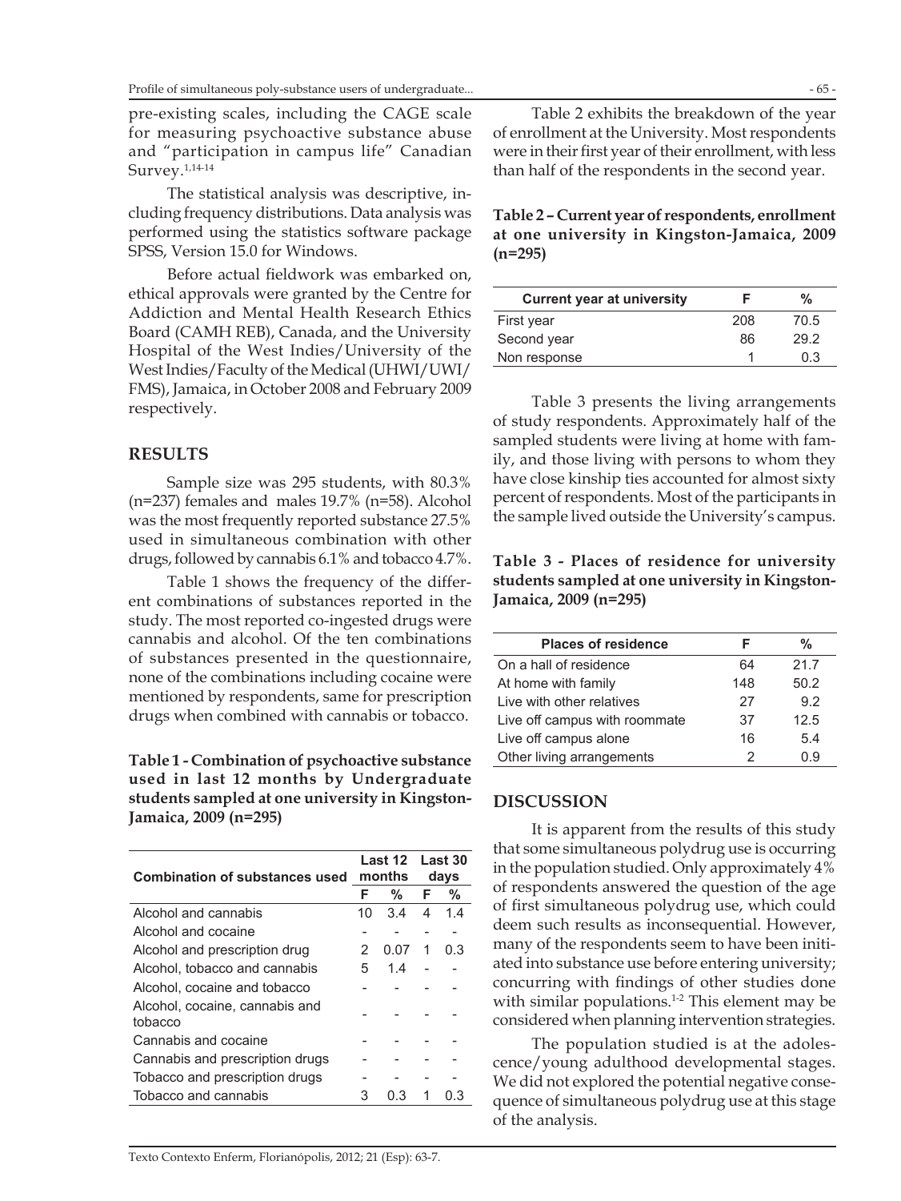pre-existing scales, including the CAGE scale for measuring psychoactive substance abuse and "participation in campus life" Canadian Survey.[1,14-14]

The statistical analysis was descriptive, including frequency distributions. Data analysis was performed using the statistics software package SPSS, Version 15.0 for Windows.

Before actual fieldwork was embarked on, ethical approvals were granted by the Centre for Addiction and Mental Health Research Ethics Board (CAMH REB), Canada, and the University Hospital of the West Indies/University of the West Indies/Faculty of the Medical (UHWI/UWI/FMS), Jamaica, in October 2008 and February 2009 respectively.

## RESULTS

Sample size was 295 students, with 80.3% (n=237) females and males 19.7% (n=58). Alcohol was the most frequently reported substance 27.5% used in simultaneous combination with other drugs, followed by cannabis 6.1% and tobacco 4.7%.

Table 1 shows the frequency of the different combinations of substances reported in the study. The most reported co-ingested drugs were cannabis and alcohol. Of the ten combinations of substances presented in the questionnaire, none of the combinations including cocaine were mentioned by respondents, same for prescription drugs when combined with cannabis or tobacco.

**Table 1 - Combination of psychoactive substance used in last 12 months by Undergraduate students sampled at one university in Kingston-Jamaica, 2009 (n=295)**

| Combination of substances used | Last 12 months | | Last 30 days | |
|---|---|---|---|---|
| | F | % | F | % |
| Alcohol and cannabis | 10 | 3.4 | 4 | 1.4 |
| Alcohol and cocaine | - | - | - | - |
| Alcohol and prescription drug | 2 | 0.07 | 1 | 0.3 |
| Alcohol, tobacco and cannabis | 5 | 1.4 | - | - |
| Alcohol, cocaine and tobacco | - | - | - | - |
| Alcohol, cocaine, cannabis and tobacco | - | - | - | - |
| Cannabis and cocaine | - | - | - | - |
| Cannabis and prescription drugs | - | - | - | - |
| Tobacco and prescription drugs | - | - | - | - |
| Tobacco and cannabis | 3 | 0.3 | 1 | 0.3 |

Table 2 exhibits the breakdown of the year of enrollment at the University. Most respondents were in their first year of their enrollment, with less than half of the respondents in the second year.

**Table 2 – Current year of respondents, enrollment at one university in Kingston-Jamaica, 2009 (n=295)**

| Current year at university | F | % |
|---|---|---|
| First year | 208 | 70.5 |
| Second year | 86 | 29.2 |
| Non response | 1 | 0.3 |

Table 3 presents the living arrangements of study respondents. Approximately half of the sampled students were living at home with family, and those living with persons to whom they have close kinship ties accounted for almost sixty percent of respondents. Most of the participants in the sample lived outside the University's campus.

**Table 3 - Places of residence for university students sampled at one university in Kingston-Jamaica, 2009 (n=295)**

| Places of residence | F | % |
|---|---|---|
| On a hall of residence | 64 | 21.7 |
| At home with family | 148 | 50.2 |
| Live with other relatives | 27 | 9.2 |
| Live off campus with roommate | 37 | 12.5 |
| Live off campus alone | 16 | 5.4 |
| Other living arrangements | 2 | 0.9 |

## DISCUSSION

It is apparent from the results of this study that some simultaneous polydrug use is occurring in the population studied. Only approximately 4% of respondents answered the question of the age of first simultaneous polydrug use, which could deem such results as inconsequential. However, many of the respondents seem to have been initiated into substance use before entering university; concurring with findings of other studies done with similar populations.[1-2] This element may be considered when planning intervention strategies.

The population studied is at the adolescence/young adulthood developmental stages. We did not explored the potential negative consequence of simultaneous polydrug use at this stage of the analysis.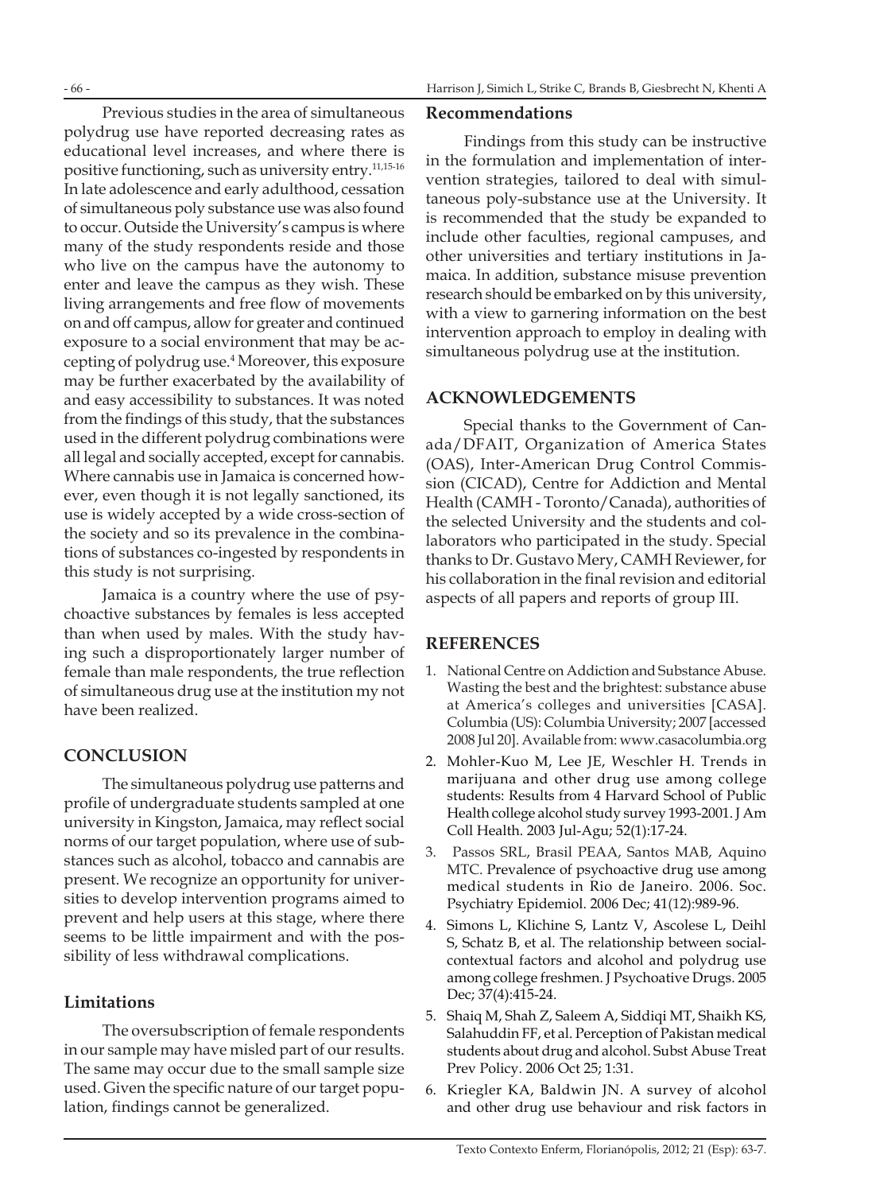Previous studies in the area of simultaneous polydrug use have reported decreasing rates as educational level increases, and where there is positive functioning, such as university entry.[11,15-16] In late adolescence and early adulthood, cessation of simultaneous poly substance use was also found to occur. Outside the University's campus is where many of the study respondents reside and those who live on the campus have the autonomy to enter and leave the campus as they wish. These living arrangements and free flow of movements on and off campus, allow for greater and continued exposure to a social environment that may be accepting of polydrug use.[4] Moreover, this exposure may be further exacerbated by the availability of and easy accessibility to substances. It was noted from the findings of this study, that the substances used in the different polydrug combinations were all legal and socially accepted, except for cannabis. Where cannabis use in Jamaica is concerned however, even though it is not legally sanctioned, its use is widely accepted by a wide cross-section of the society and so its prevalence in the combinations of substances co-ingested by respondents in this study is not surprising.

Jamaica is a country where the use of psychoactive substances by females is less accepted than when used by males. With the study having such a disproportionately larger number of female than male respondents, the true reflection of simultaneous drug use at the institution my not have been realized.

## CONCLUSION

The simultaneous polydrug use patterns and profile of undergraduate students sampled at one university in Kingston, Jamaica, may reflect social norms of our target population, where use of substances such as alcohol, tobacco and cannabis are present. We recognize an opportunity for universities to develop intervention programs aimed to prevent and help users at this stage, where there seems to be little impairment and with the possibility of less withdrawal complications.

### Limitations

The oversubscription of female respondents in our sample may have misled part of our results. The same may occur due to the small sample size used. Given the specific nature of our target population, findings cannot be generalized.

### Recommendations

Findings from this study can be instructive in the formulation and implementation of intervention strategies, tailored to deal with simultaneous poly-substance use at the University. It is recommended that the study be expanded to include other faculties, regional campuses, and other universities and tertiary institutions in Jamaica. In addition, substance misuse prevention research should be embarked on by this university, with a view to garnering information on the best intervention approach to employ in dealing with simultaneous polydrug use at the institution.

## ACKNOWLEDGEMENTS

Special thanks to the Government of Canada/DFAIT, Organization of America States (OAS), Inter-American Drug Control Commission (CICAD), Centre for Addiction and Mental Health (CAMH - Toronto/Canada), authorities of the selected University and the students and collaborators who participated in the study. Special thanks to Dr. Gustavo Mery, CAMH Reviewer, for his collaboration in the final revision and editorial aspects of all papers and reports of group III.

## REFERENCES

1. National Centre on Addiction and Substance Abuse. Wasting the best and the brightest: substance abuse at America's colleges and universities [CASA]. Columbia (US): Columbia University; 2007 [accessed 2008 Jul 20]. Available from: www.casacolumbia.org
2. Mohler-Kuo M, Lee JE, Weschler H. Trends in marijuana and other drug use among college students: Results from 4 Harvard School of Public Health college alcohol study survey 1993-2001. J Am Coll Health. 2003 Jul-Agu; 52(1):17-24.
3. Passos SRL, Brasil PEAA, Santos MAB, Aquino MTC. Prevalence of psychoactive drug use among medical students in Rio de Janeiro. 2006. Soc. Psychiatry Epidemiol. 2006 Dec; 41(12):989-96.
4. Simons L, Klichine S, Lantz V, Ascolese L, Deihl S, Schatz B, et al. The relationship between social-contextual factors and alcohol and polydrug use among college freshmen. J Psychoative Drugs. 2005 Dec; 37(4):415-24.
5. Shaiq M, Shah Z, Saleem A, Siddiqi MT, Shaikh KS, Salahuddin FF, et al. Perception of Pakistan medical students about drug and alcohol. Subst Abuse Treat Prev Policy. 2006 Oct 25; 1:31.
6. Kriegler KA, Baldwin JN. A survey of alcohol and other drug use behaviour and risk factors in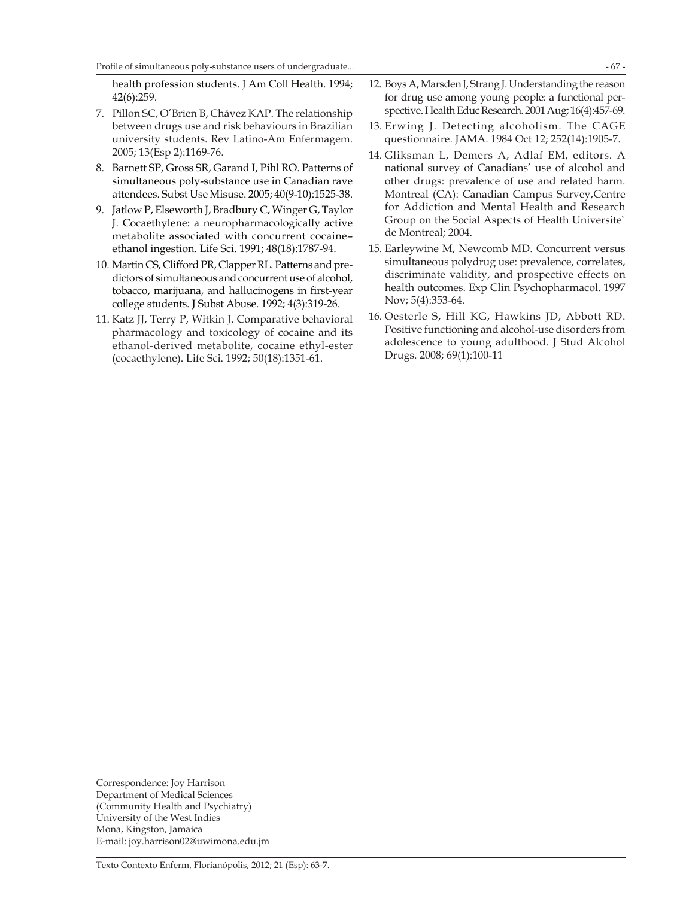health profession students. J Am Coll Health. 1994; 42(6):259.

7. Pillon SC, O'Brien B, Chávez KAP. The relationship between drugs use and risk behaviours in Brazilian university students. Rev Latino-Am Enfermagem. 2005; 13(Esp 2):1169-76.
8. Barnett SP, Gross SR, Garand I, Pihl RO. Patterns of simultaneous poly-substance use in Canadian rave attendees. Subst Use Misuse. 2005; 40(9-10):1525-38.
9. Jatlow P, Elseworth J, Bradbury C, Winger G, Taylor J. Cocaethylene: a neuropharmacologically active metabolite associated with concurrent cocaine–ethanol ingestion. Life Sci. 1991; 48(18):1787-94.
10. Martin CS, Clifford PR, Clapper RL. Patterns and predictors of simultaneous and concurrent use of alcohol, tobacco, marijuana, and hallucinogens in first-year college students. J Subst Abuse. 1992; 4(3):319-26.
11. Katz JJ, Terry P, Witkin J. Comparative behavioral pharmacology and toxicology of cocaine and its ethanol-derived metabolite, cocaine ethyl-ester (cocaethylene). Life Sci. 1992; 50(18):1351-61.
12. Boys A, Marsden J, Strang J. Understanding the reason for drug use among young people: a functional perspective. Health Educ Research. 2001 Aug; 16(4):457-69.
13. Erwing J. Detecting alcoholism. The CAGE questionnaire. JAMA. 1984 Oct 12; 252(14):1905-7.
14. Gliksman L, Demers A, Adlaf EM, editors. A national survey of Canadians' use of alcohol and other drugs: prevalence of use and related harm. Montreal (CA): Canadian Campus Survey,Centre for Addiction and Mental Health and Research Group on the Social Aspects of Health Universite` de Montreal; 2004.
15. Earleywine M, Newcomb MD. Concurrent versus simultaneous polydrug use: prevalence, correlates, discriminate validity, and prospective effects on health outcomes. Exp Clin Psychopharmacol. 1997 Nov; 5(4):353-64.
16. Oesterle S, Hill KG, Hawkins JD, Abbott RD. Positive functioning and alcohol-use disorders from adolescence to young adulthood. J Stud Alcohol Drugs. 2008; 69(1):100-11

Correspondence: Joy Harrison
Department of Medical Sciences
(Community Health and Psychiatry)
University of the West Indies
Mona, Kingston, Jamaica
E-mail: joy.harrison02@uwimona.edu.jm